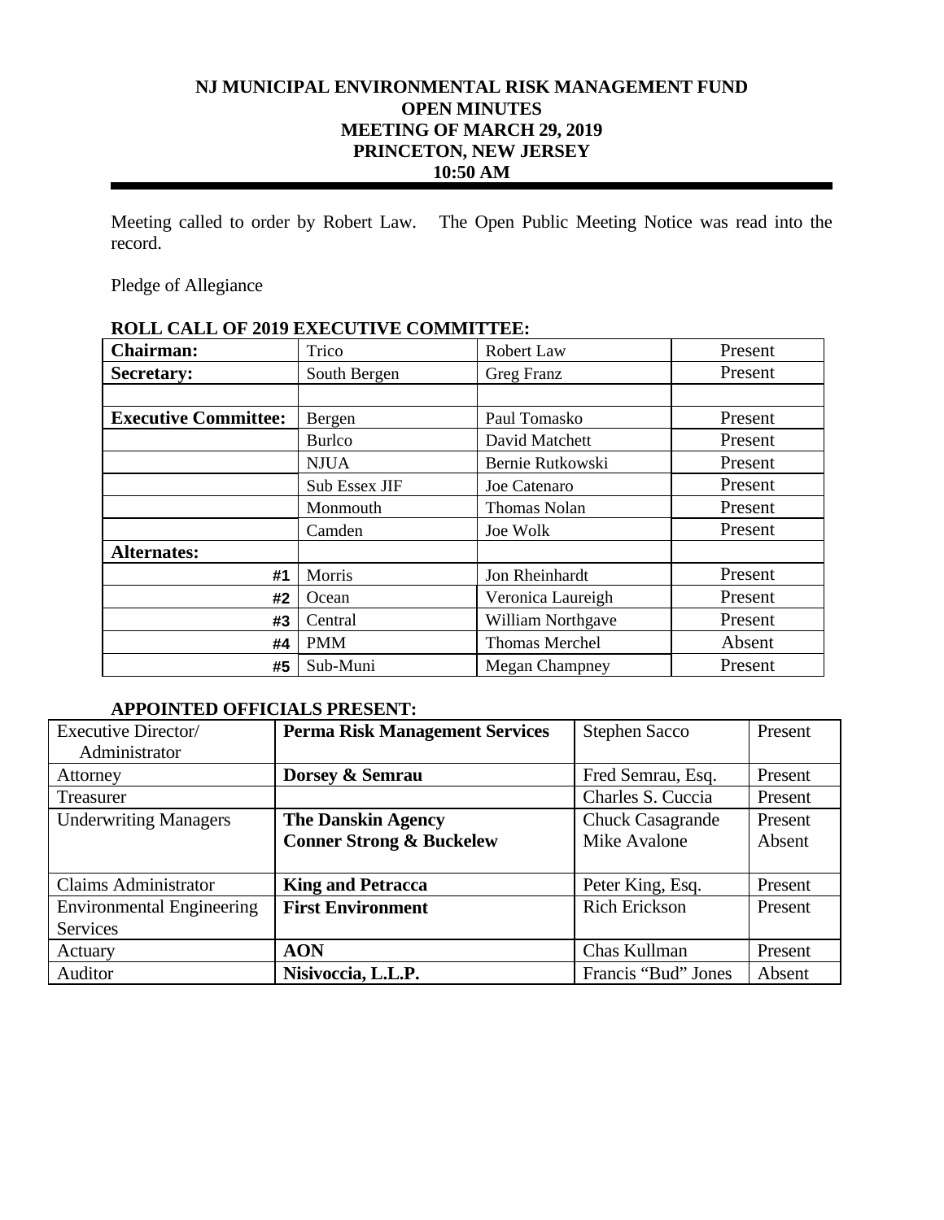# NJ MUNICIPAL ENVIRONMENTAL RISK MANAGEMENT FUND
## OPEN MINUTES
## MEETING OF MARCH 29, 2019
## PRINCETON, NEW JERSEY
## 10:50 AM

Meeting called to order by Robert Law. The Open Public Meeting Notice was read into the record.

Pledge of Allegiance

**ROLL CALL OF 2019 EXECUTIVE COMMITTEE:**

| **Chairman:** | Trico | Robert Law | Present |
|---|---|---|---|
| **Secretary:** | South Bergen | Greg Franz | Present |
| | | | |
| **Executive Committee:** | Bergen | Paul Tomasko | Present |
| | Burlco | David Matchett | Present |
| | NJUA | Bernie Rutkowski | Present |
| | Sub Essex JIF | Joe Catenaro | Present |
| | Monmouth | Thomas Nolan | Present |
| | Camden | Joe Wolk | Present |
| **Alternates:** | | | |
| #1 | Morris | Jon Rheinhardt | Present |
| #2 | Ocean | Veronica Laureigh | Present |
| #3 | Central | William Northgave | Present |
| #4 | PMM | Thomas Merchel | Absent |
| #5 | Sub-Muni | Megan Champney | Present |

**APPOINTED OFFICIALS PRESENT:**

| Executive Director/ Administrator | **Perma Risk Management Services** | Stephen Sacco | Present |
|---|---|---|---|
| Attorney | **Dorsey & Semrau** | Fred Semrau, Esq. | Present |
| Treasurer | | Charles S. Cuccia | Present |
| Underwriting Managers | **The Danskin Agency**<br>**Conner Strong & Buckelew** | Chuck Casagrande<br>Mike Avalone | Present<br>Absent |
| Claims Administrator | **King and Petracca** | Peter King, Esq. | Present |
| Environmental Engineering Services | **First Environment** | Rich Erickson | Present |
| Actuary | **AON** | Chas Kullman | Present |
| Auditor | **Nisivoccia, L.L.P.** | Francis "Bud" Jones | Absent |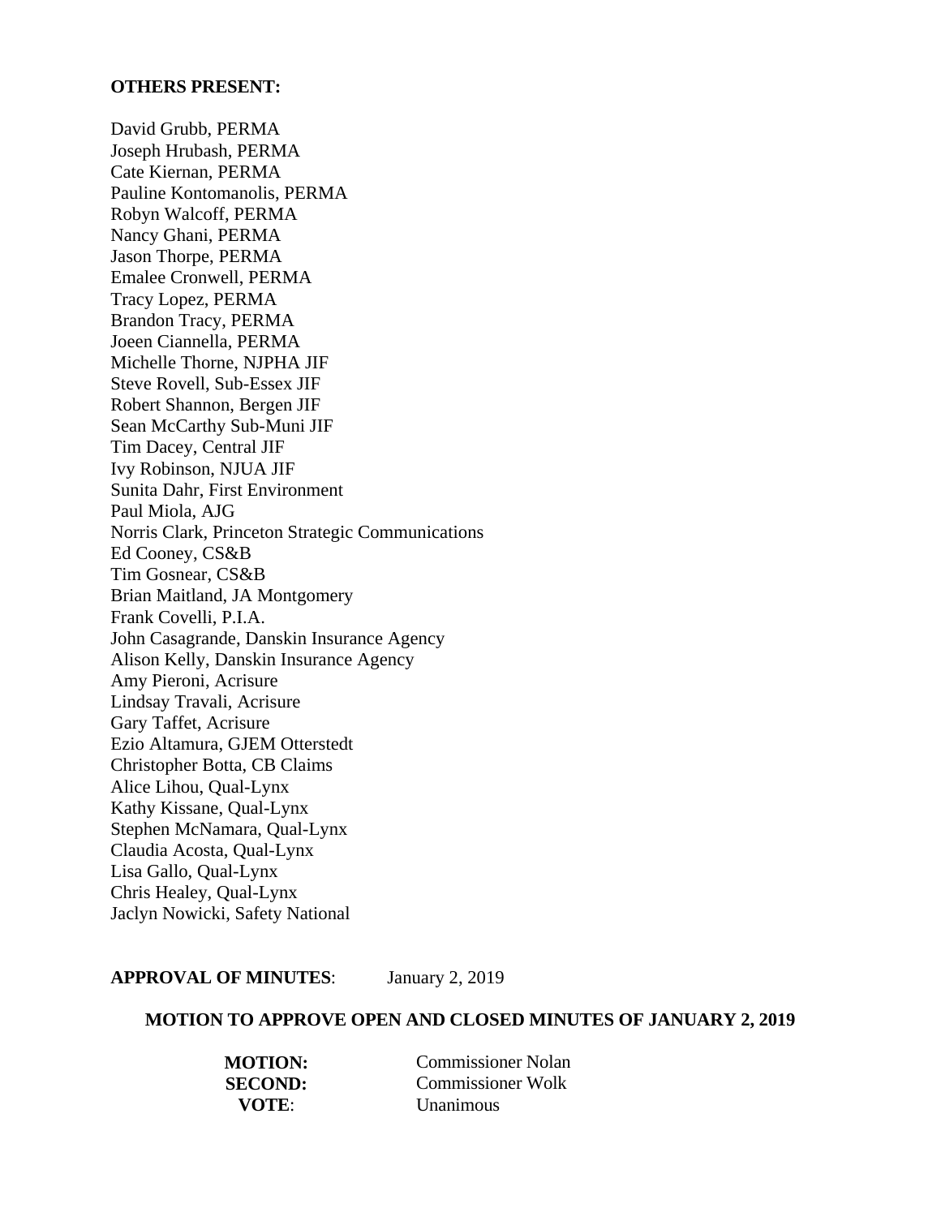**OTHERS PRESENT:**

David Grubb, PERMA
Joseph Hrubash, PERMA
Cate Kiernan, PERMA
Pauline Kontomanolis, PERMA
Robyn Walcoff, PERMA
Nancy Ghani, PERMA
Jason Thorpe, PERMA
Emalee Cronwell, PERMA
Tracy Lopez, PERMA
Brandon Tracy, PERMA
Joeen Ciannella, PERMA
Michelle Thorne, NJPHA JIF
Steve Rovell, Sub-Essex JIF
Robert Shannon, Bergen JIF
Sean McCarthy Sub-Muni JIF
Tim Dacey, Central JIF
Ivy Robinson, NJUA JIF
Sunita Dahr, First Environment
Paul Miola, AJG
Norris Clark, Princeton Strategic Communications
Ed Cooney, CS&B
Tim Gosnear, CS&B
Brian Maitland, JA Montgomery
Frank Covelli, P.I.A.
John Casagrande, Danskin Insurance Agency
Alison Kelly, Danskin Insurance Agency
Amy Pieroni, Acrisure
Lindsay Travali, Acrisure
Gary Taffet, Acrisure
Ezio Altamura, GJEM Otterstedt
Christopher Botta, CB Claims
Alice Lihou, Qual-Lynx
Kathy Kissane, Qual-Lynx
Stephen McNamara, Qual-Lynx
Claudia Acosta, Qual-Lynx
Lisa Gallo, Qual-Lynx
Chris Healey, Qual-Lynx
Jaclyn Nowicki, Safety National

**APPROVAL OF MINUTES**: January 2, 2019

**MOTION TO APPROVE OPEN AND CLOSED MINUTES OF JANUARY 2, 2019**

**MOTION:** Commissioner Nolan
**SECOND:** Commissioner Wolk
**VOTE**: Unanimous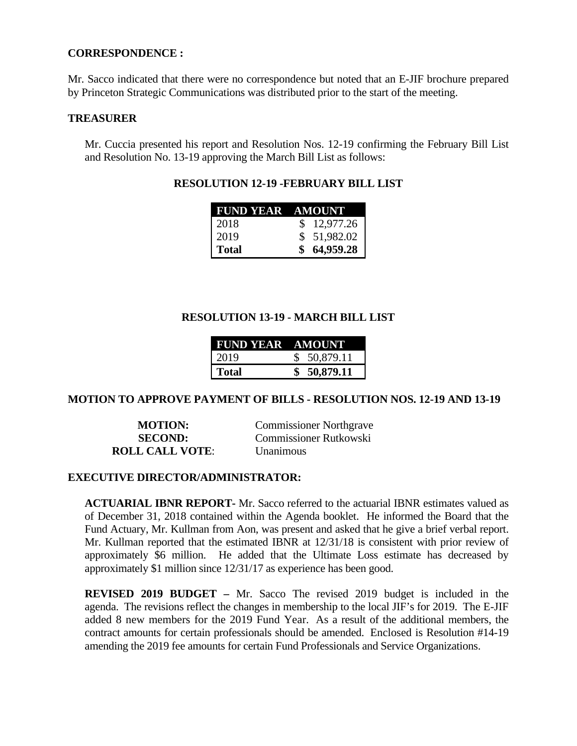**CORRESPONDENCE :**

Mr. Sacco indicated that there were no correspondence but noted that an E-JIF brochure prepared by Princeton Strategic Communications was distributed prior to the start of the meeting.

**TREASURER**

Mr. Cuccia presented his report and Resolution Nos. 12-19 confirming the February Bill List and Resolution No. 13-19 approving the March Bill List as follows:

**RESOLUTION 12-19 -FEBRUARY BILL LIST**

| FUND YEAR | AMOUNT |
|---|---|
| 2018 | $ 12,977.26 |
| 2019 | $ 51,982.02 |
| **Total** | **$ 64,959.28** |

**RESOLUTION 13-19 - MARCH BILL LIST**

| FUND YEAR | AMOUNT |
|---|---|
| 2019 | $ 50,879.11 |
| **Total** | **$ 50,879.11** |

**MOTION TO APPROVE PAYMENT OF BILLS - RESOLUTION NOS. 12-19 AND 13-19**

**MOTION:** Commissioner Northgrave
**SECOND:** Commissioner Rutkowski
**ROLL CALL VOTE**: Unanimous

**EXECUTIVE DIRECTOR/ADMINISTRATOR:**

**ACTUARIAL IBNR REPORT-** Mr. Sacco referred to the actuarial IBNR estimates valued as of December 31, 2018 contained within the Agenda booklet. He informed the Board that the Fund Actuary, Mr. Kullman from Aon, was present and asked that he give a brief verbal report. Mr. Kullman reported that the estimated IBNR at 12/31/18 is consistent with prior review of approximately $6 million. He added that the Ultimate Loss estimate has decreased by approximately $1 million since 12/31/17 as experience has been good.

**REVISED 2019 BUDGET –** Mr. Sacco The revised 2019 budget is included in the agenda. The revisions reflect the changes in membership to the local JIF's for 2019. The E-JIF added 8 new members for the 2019 Fund Year. As a result of the additional members, the contract amounts for certain professionals should be amended. Enclosed is Resolution #14-19 amending the 2019 fee amounts for certain Fund Professionals and Service Organizations.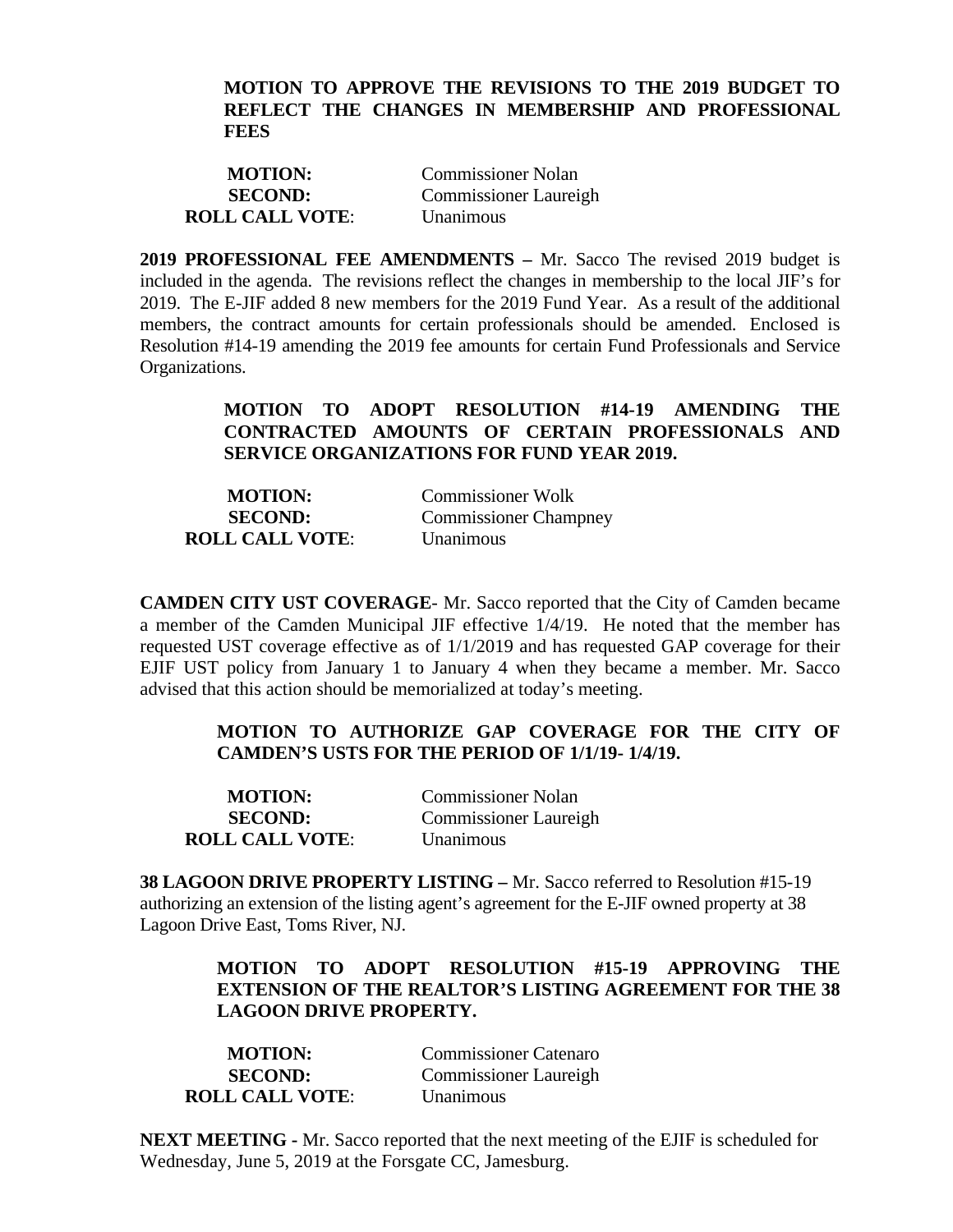**MOTION TO APPROVE THE REVISIONS TO THE 2019 BUDGET TO REFLECT THE CHANGES IN MEMBERSHIP AND PROFESSIONAL FEES**

**MOTION:** Commissioner Nolan
**SECOND:** Commissioner Laureigh
**ROLL CALL VOTE**: Unanimous

**2019 PROFESSIONAL FEE AMENDMENTS –** Mr. Sacco The revised 2019 budget is included in the agenda. The revisions reflect the changes in membership to the local JIF's for 2019. The E-JIF added 8 new members for the 2019 Fund Year. As a result of the additional members, the contract amounts for certain professionals should be amended. Enclosed is Resolution #14-19 amending the 2019 fee amounts for certain Fund Professionals and Service Organizations.

**MOTION TO ADOPT RESOLUTION #14-19 AMENDING THE CONTRACTED AMOUNTS OF CERTAIN PROFESSIONALS AND SERVICE ORGANIZATIONS FOR FUND YEAR 2019.**

**MOTION:** Commissioner Wolk
**SECOND:** Commissioner Champney
**ROLL CALL VOTE**: Unanimous

**CAMDEN CITY UST COVERAGE**- Mr. Sacco reported that the City of Camden became a member of the Camden Municipal JIF effective 1/4/19. He noted that the member has requested UST coverage effective as of 1/1/2019 and has requested GAP coverage for their EJIF UST policy from January 1 to January 4 when they became a member. Mr. Sacco advised that this action should be memorialized at today's meeting.

**MOTION TO AUTHORIZE GAP COVERAGE FOR THE CITY OF CAMDEN'S USTS FOR THE PERIOD OF 1/1/19- 1/4/19.**

**MOTION:** Commissioner Nolan
**SECOND:** Commissioner Laureigh
**ROLL CALL VOTE**: Unanimous

**38 LAGOON DRIVE PROPERTY LISTING –** Mr. Sacco referred to Resolution #15-19 authorizing an extension of the listing agent's agreement for the E-JIF owned property at 38 Lagoon Drive East, Toms River, NJ.

**MOTION TO ADOPT RESOLUTION #15-19 APPROVING THE EXTENSION OF THE REALTOR'S LISTING AGREEMENT FOR THE 38 LAGOON DRIVE PROPERTY.**

**MOTION:** Commissioner Catenaro
**SECOND:** Commissioner Laureigh
**ROLL CALL VOTE**: Unanimous

**NEXT MEETING -** Mr. Sacco reported that the next meeting of the EJIF is scheduled for Wednesday, June 5, 2019 at the Forsgate CC, Jamesburg.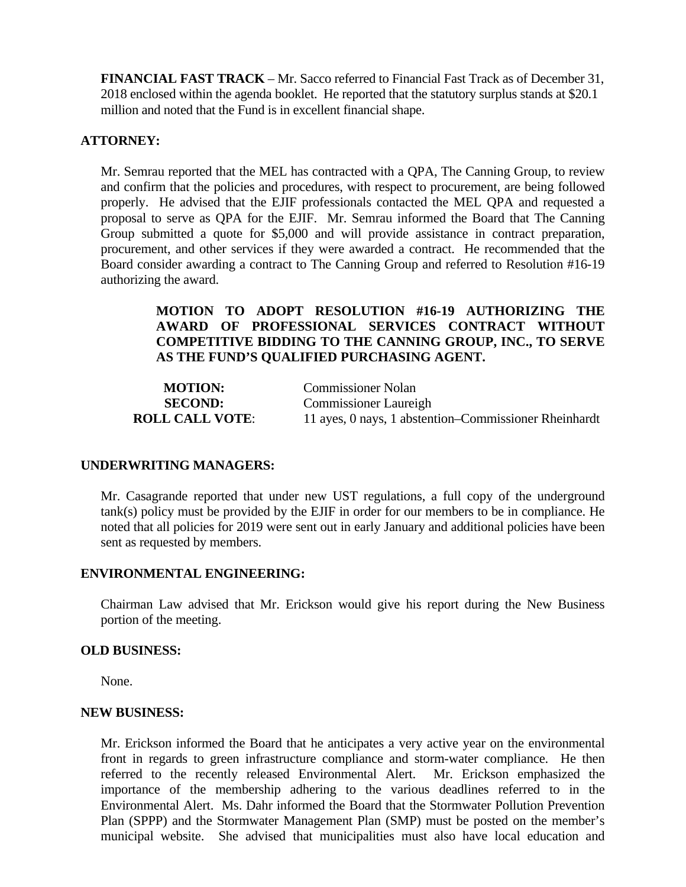**FINANCIAL FAST TRACK** – Mr. Sacco referred to Financial Fast Track as of December 31, 2018 enclosed within the agenda booklet. He reported that the statutory surplus stands at $20.1 million and noted that the Fund is in excellent financial shape.

**ATTORNEY:**

Mr. Semrau reported that the MEL has contracted with a QPA, The Canning Group, to review and confirm that the policies and procedures, with respect to procurement, are being followed properly. He advised that the EJIF professionals contacted the MEL QPA and requested a proposal to serve as QPA for the EJIF. Mr. Semrau informed the Board that The Canning Group submitted a quote for $5,000 and will provide assistance in contract preparation, procurement, and other services if they were awarded a contract. He recommended that the Board consider awarding a contract to The Canning Group and referred to Resolution #16-19 authorizing the award.

**MOTION TO ADOPT RESOLUTION #16-19 AUTHORIZING THE AWARD OF PROFESSIONAL SERVICES CONTRACT WITHOUT COMPETITIVE BIDDING TO THE CANNING GROUP, INC., TO SERVE AS THE FUND'S QUALIFIED PURCHASING AGENT.**

**MOTION:** Commissioner Nolan
**SECOND:** Commissioner Laureigh
**ROLL CALL VOTE**: 11 ayes, 0 nays, 1 abstention–Commissioner Rheinhardt

**UNDERWRITING MANAGERS:**

Mr. Casagrande reported that under new UST regulations, a full copy of the underground tank(s) policy must be provided by the EJIF in order for our members to be in compliance. He noted that all policies for 2019 were sent out in early January and additional policies have been sent as requested by members.

**ENVIRONMENTAL ENGINEERING:**

Chairman Law advised that Mr. Erickson would give his report during the New Business portion of the meeting.

**OLD BUSINESS:**

None.

**NEW BUSINESS:**

Mr. Erickson informed the Board that he anticipates a very active year on the environmental front in regards to green infrastructure compliance and storm-water compliance. He then referred to the recently released Environmental Alert. Mr. Erickson emphasized the importance of the membership adhering to the various deadlines referred to in the Environmental Alert. Ms. Dahr informed the Board that the Stormwater Pollution Prevention Plan (SPPP) and the Stormwater Management Plan (SMP) must be posted on the member's municipal website. She advised that municipalities must also have local education and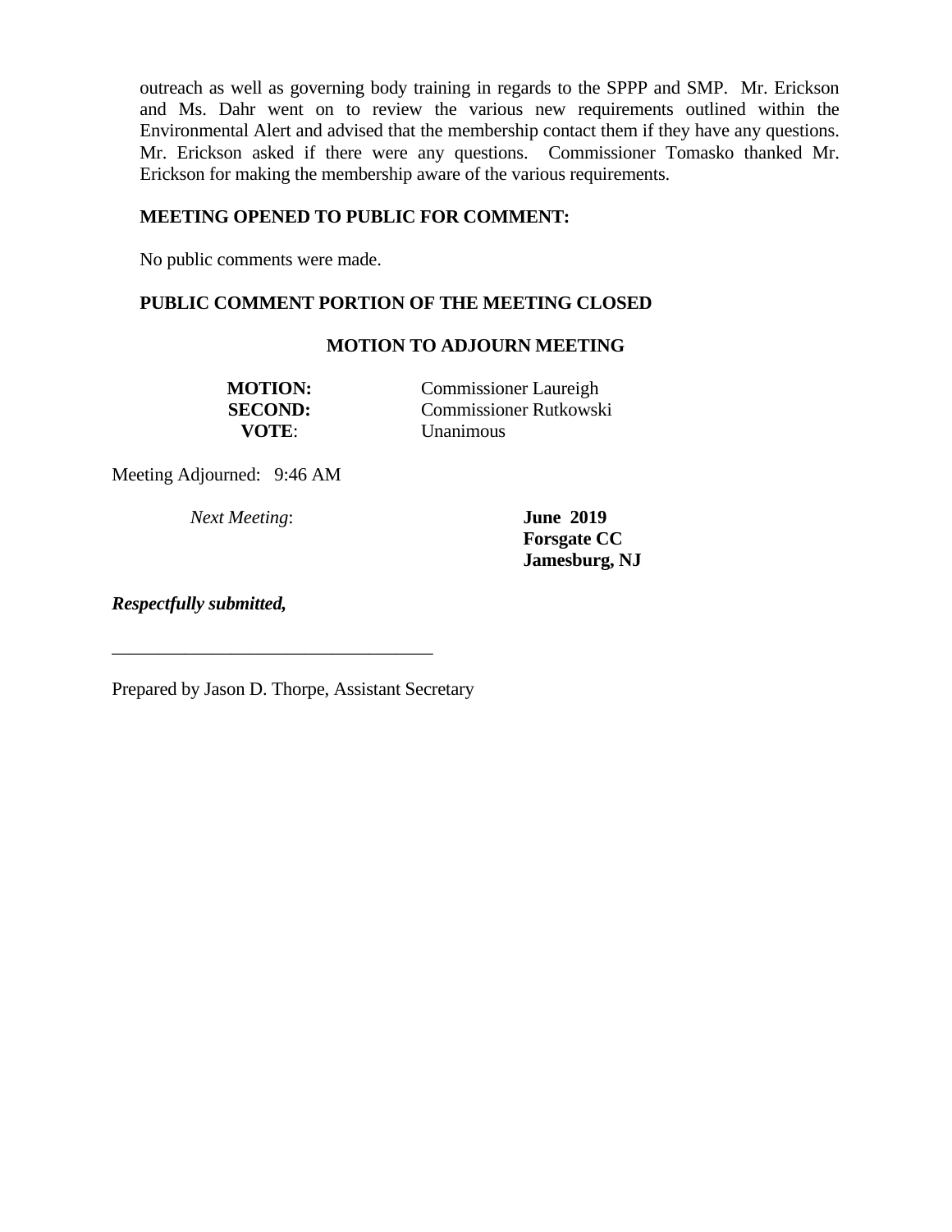outreach as well as governing body training in regards to the SPPP and SMP. Mr. Erickson and Ms. Dahr went on to review the various new requirements outlined within the Environmental Alert and advised that the membership contact them if they have any questions. Mr. Erickson asked if there were any questions. Commissioner Tomasko thanked Mr. Erickson for making the membership aware of the various requirements.

**MEETING OPENED TO PUBLIC FOR COMMENT:**

No public comments were made.

**PUBLIC COMMENT PORTION OF THE MEETING CLOSED**

**MOTION TO ADJOURN MEETING**

| | |
|---|---|
| **MOTION:** | Commissioner Laureigh |
| **SECOND:** | Commissioner Rutkowski |
| **VOTE**: | Unanimous |

Meeting Adjourned: 9:46 AM

*Next Meeting*: **June 2019**
**Forsgate CC**
**Jamesburg, NJ**

***Respectfully submitted,***

\_\_\_\_\_\_\_\_\_\_\_\_\_\_\_\_\_\_\_\_\_\_\_\_\_\_\_\_\_\_\_\_\_\_

Prepared by Jason D. Thorpe, Assistant Secretary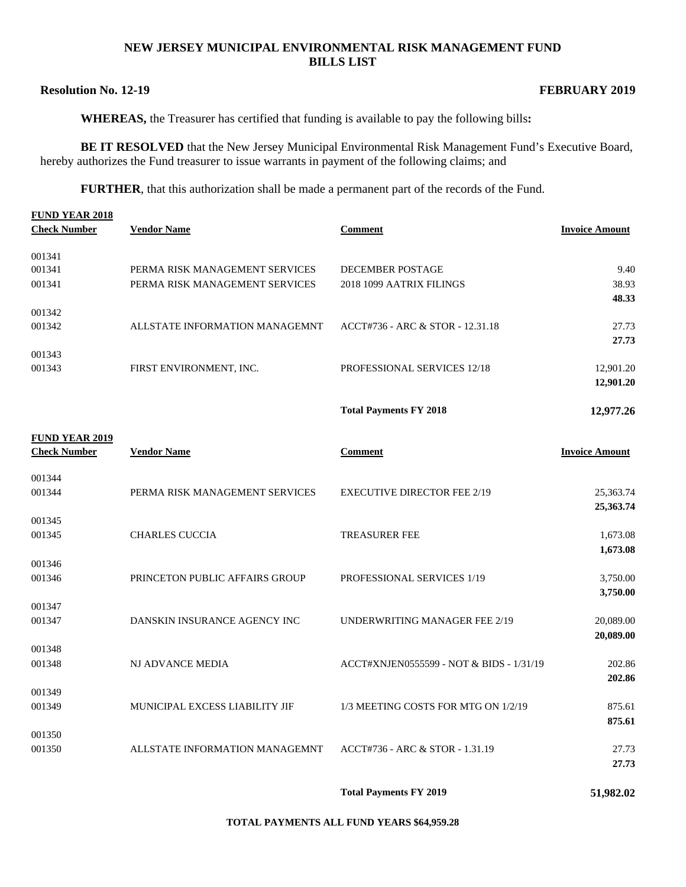**NEW JERSEY MUNICIPAL ENVIRONMENTAL RISK MANAGEMENT FUND**
**BILLS LIST**

**Resolution No. 12-19** **FEBRUARY 2019**

**WHEREAS,** the Treasurer has certified that funding is available to pay the following bills**:**

**BE IT RESOLVED** that the New Jersey Municipal Environmental Risk Management Fund's Executive Board, hereby authorizes the Fund treasurer to issue warrants in payment of the following claims; and

**FURTHER**, that this authorization shall be made a permanent part of the records of the Fund.

**FUND YEAR 2018**

| Check Number | Vendor Name | Comment | Invoice Amount |
|---|---|---|---|
| 001341 | | | |
| 001341 | PERMA RISK MANAGEMENT SERVICES | DECEMBER POSTAGE | 9.40 |
| 001341 | PERMA RISK MANAGEMENT SERVICES | 2018 1099 AATRIX FILINGS | 38.93 |
| | | | **48.33** |
| 001342 | | | |
| 001342 | ALLSTATE INFORMATION MANAGEMNT | ACCT#736 - ARC & STOR - 12.31.18 | 27.73 |
| | | | **27.73** |
| 001343 | | | |
| 001343 | FIRST ENVIRONMENT, INC. | PROFESSIONAL SERVICES 12/18 | 12,901.20 |
| | | | **12,901.20** |
| | | **Total Payments FY 2018** | **12,977.26** |

**FUND YEAR 2019**

| Check Number | Vendor Name | Comment | Invoice Amount |
|---|---|---|---|
| 001344 | | | |
| 001344 | PERMA RISK MANAGEMENT SERVICES | EXECUTIVE DIRECTOR FEE 2/19 | 25,363.74 |
| | | | **25,363.74** |
| 001345 | | | |
| 001345 | CHARLES CUCCIA | TREASURER FEE | 1,673.08 |
| | | | **1,673.08** |
| 001346 | | | |
| 001346 | PRINCETON PUBLIC AFFAIRS GROUP | PROFESSIONAL SERVICES 1/19 | 3,750.00 |
| | | | **3,750.00** |
| 001347 | | | |
| 001347 | DANSKIN INSURANCE AGENCY INC | UNDERWRITING MANAGER FEE 2/19 | 20,089.00 |
| | | | **20,089.00** |
| 001348 | | | |
| 001348 | NJ ADVANCE MEDIA | ACCT#XNJEN0555599 - NOT & BIDS - 1/31/19 | 202.86 |
| | | | **202.86** |
| 001349 | | | |
| 001349 | MUNICIPAL EXCESS LIABILITY JIF | 1/3 MEETING COSTS FOR MTG ON 1/2/19 | 875.61 |
| | | | **875.61** |
| 001350 | | | |
| 001350 | ALLSTATE INFORMATION MANAGEMNT | ACCT#736 - ARC & STOR - 1.31.19 | 27.73 |
| | | | **27.73** |
| | | **Total Payments FY 2019** | **51,982.02** |

**TOTAL PAYMENTS ALL FUND YEARS $64,959.28**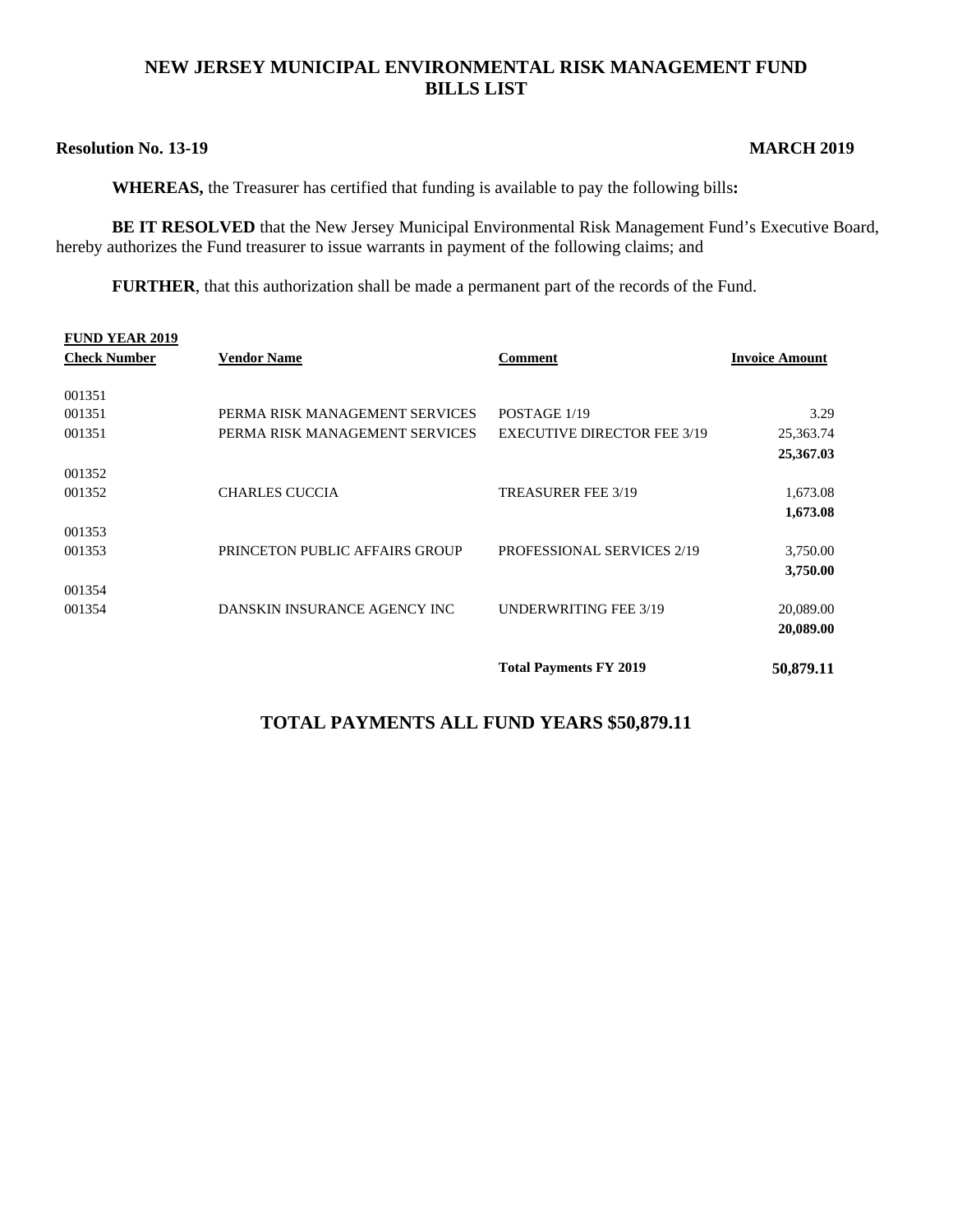# NEW JERSEY MUNICIPAL ENVIRONMENTAL RISK MANAGEMENT FUND
## BILLS LIST

**Resolution No. 13-19** **MARCH 2019**

**WHEREAS,** the Treasurer has certified that funding is available to pay the following bills**:**

**BE IT RESOLVED** that the New Jersey Municipal Environmental Risk Management Fund's Executive Board, hereby authorizes the Fund treasurer to issue warrants in payment of the following claims; and

**FURTHER**, that this authorization shall be made a permanent part of the records of the Fund.

**FUND YEAR 2019**

| Check Number | Vendor Name | Comment | Invoice Amount |
|---|---|---|---|
| 001351 | | | |
| 001351 | PERMA RISK MANAGEMENT SERVICES | POSTAGE 1/19 | 3.29 |
| 001351 | PERMA RISK MANAGEMENT SERVICES | EXECUTIVE DIRECTOR FEE 3/19 | 25,363.74 |
| | | | **25,367.03** |
| 001352 | | | |
| 001352 | CHARLES CUCCIA | TREASURER FEE 3/19 | 1,673.08 |
| | | | **1,673.08** |
| 001353 | | | |
| 001353 | PRINCETON PUBLIC AFFAIRS GROUP | PROFESSIONAL SERVICES 2/19 | 3,750.00 |
| | | | **3,750.00** |
| 001354 | | | |
| 001354 | DANSKIN INSURANCE AGENCY INC | UNDERWRITING FEE 3/19 | 20,089.00 |
| | | | **20,089.00** |
| | | **Total Payments FY 2019** | **50,879.11** |

**TOTAL PAYMENTS ALL FUND YEARS $50,879.11**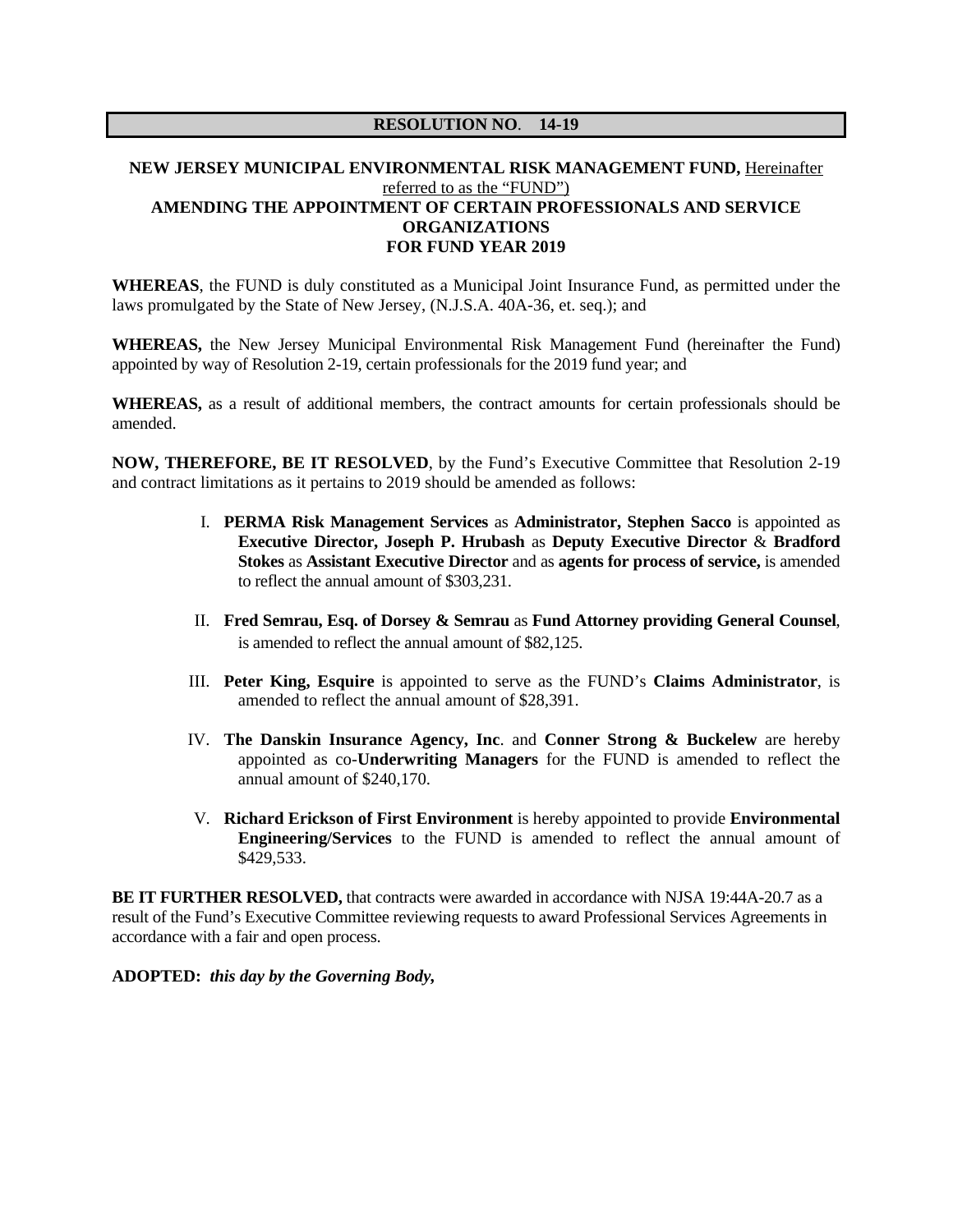# RESOLUTION NO. 14-19

**NEW JERSEY MUNICIPAL ENVIRONMENTAL RISK MANAGEMENT FUND,** Hereinafter referred to as the "FUND")
**AMENDING THE APPOINTMENT OF CERTAIN PROFESSIONALS AND SERVICE ORGANIZATIONS**
**FOR FUND YEAR 2019**

**WHEREAS**, the FUND is duly constituted as a Municipal Joint Insurance Fund, as permitted under the laws promulgated by the State of New Jersey, (N.J.S.A. 40A-36, et. seq.); and

**WHEREAS,** the New Jersey Municipal Environmental Risk Management Fund (hereinafter the Fund) appointed by way of Resolution 2-19, certain professionals for the 2019 fund year; and

**WHEREAS,** as a result of additional members, the contract amounts for certain professionals should be amended.

**NOW, THEREFORE, BE IT RESOLVED**, by the Fund's Executive Committee that Resolution 2-19 and contract limitations as it pertains to 2019 should be amended as follows:

I. **PERMA Risk Management Services** as **Administrator, Stephen Sacco** is appointed as **Executive Director, Joseph P. Hrubash** as **Deputy Executive Director** & **Bradford Stokes** as **Assistant Executive Director** and as **agents for process of service,** is amended to reflect the annual amount of $303,231.

II. **Fred Semrau, Esq. of Dorsey & Semrau** as **Fund Attorney providing General Counsel**, is amended to reflect the annual amount of $82,125.

III. **Peter King, Esquire** is appointed to serve as the FUND's **Claims Administrator**, is amended to reflect the annual amount of $28,391.

IV. **The Danskin Insurance Agency, Inc**. and **Conner Strong & Buckelew** are hereby appointed as co-**Underwriting Managers** for the FUND is amended to reflect the annual amount of $240,170.

V. **Richard Erickson of First Environment** is hereby appointed to provide **Environmental Engineering/Services** to the FUND is amended to reflect the annual amount of $429,533.

**BE IT FURTHER RESOLVED,** that contracts were awarded in accordance with NJSA 19:44A-20.7 as a result of the Fund's Executive Committee reviewing requests to award Professional Services Agreements in accordance with a fair and open process.

**ADOPTED:** ***this day by the Governing Body,***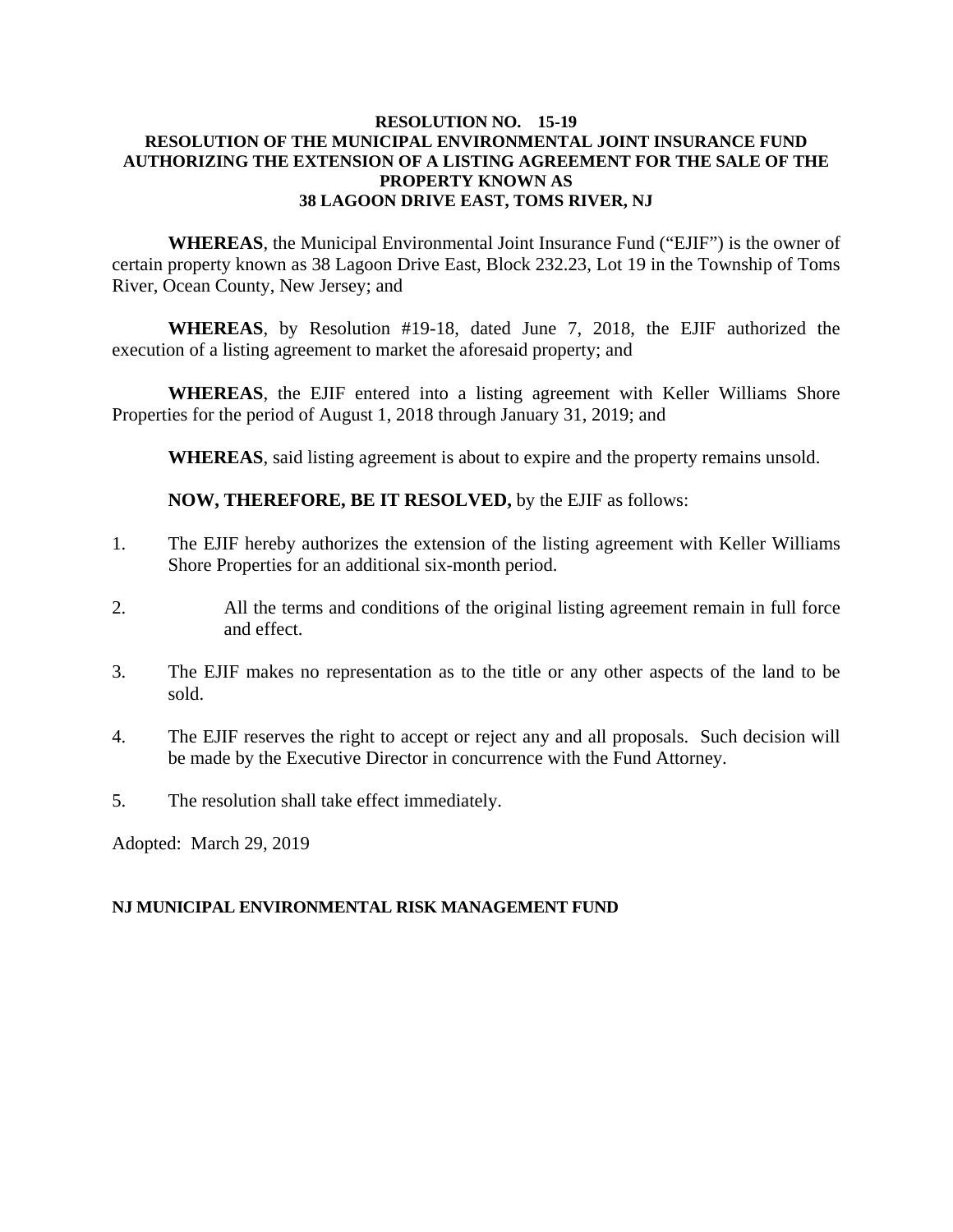**RESOLUTION NO. 15-19**
**RESOLUTION OF THE MUNICIPAL ENVIRONMENTAL JOINT INSURANCE FUND AUTHORIZING THE EXTENSION OF A LISTING AGREEMENT FOR THE SALE OF THE PROPERTY KNOWN AS**
**38 LAGOON DRIVE EAST, TOMS RIVER, NJ**

**WHEREAS**, the Municipal Environmental Joint Insurance Fund ("EJIF") is the owner of certain property known as 38 Lagoon Drive East, Block 232.23, Lot 19 in the Township of Toms River, Ocean County, New Jersey; and

**WHEREAS**, by Resolution #19-18, dated June 7, 2018, the EJIF authorized the execution of a listing agreement to market the aforesaid property; and

**WHEREAS**, the EJIF entered into a listing agreement with Keller Williams Shore Properties for the period of August 1, 2018 through January 31, 2019; and

**WHEREAS**, said listing agreement is about to expire and the property remains unsold.

**NOW, THEREFORE, BE IT RESOLVED,** by the EJIF as follows:

1. The EJIF hereby authorizes the extension of the listing agreement with Keller Williams Shore Properties for an additional six-month period.

2. All the terms and conditions of the original listing agreement remain in full force and effect.

3. The EJIF makes no representation as to the title or any other aspects of the land to be sold.

4. The EJIF reserves the right to accept or reject any and all proposals. Such decision will be made by the Executive Director in concurrence with the Fund Attorney.

5. The resolution shall take effect immediately.

Adopted: March 29, 2019

**NJ MUNICIPAL ENVIRONMENTAL RISK MANAGEMENT FUND**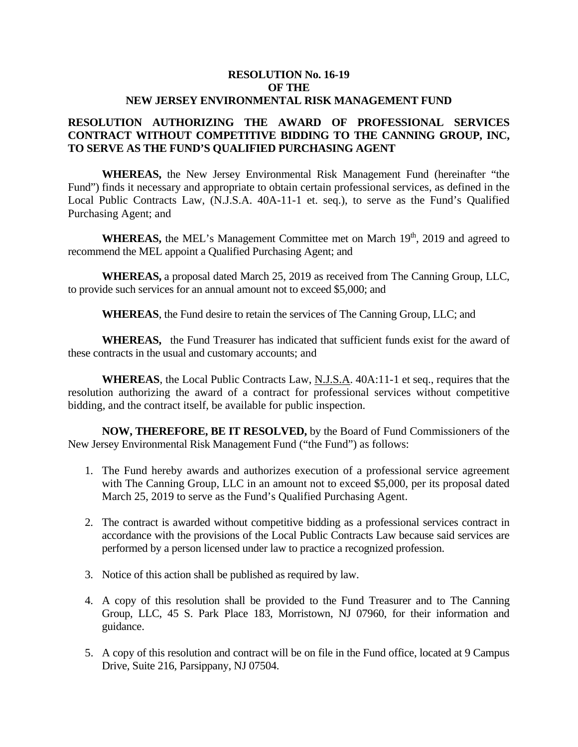**RESOLUTION No. 16-19**
**OF THE**
**NEW JERSEY ENVIRONMENTAL RISK MANAGEMENT FUND**

**RESOLUTION AUTHORIZING THE AWARD OF PROFESSIONAL SERVICES CONTRACT WITHOUT COMPETITIVE BIDDING TO THE CANNING GROUP, INC, TO SERVE AS THE FUND'S QUALIFIED PURCHASING AGENT**

**WHEREAS,** the New Jersey Environmental Risk Management Fund (hereinafter "the Fund") finds it necessary and appropriate to obtain certain professional services, as defined in the Local Public Contracts Law, (N.J.S.A. 40A-11-1 et. seq.), to serve as the Fund's Qualified Purchasing Agent; and

**WHEREAS,** the MEL's Management Committee met on March 19th, 2019 and agreed to recommend the MEL appoint a Qualified Purchasing Agent; and

**WHEREAS,** a proposal dated March 25, 2019 as received from The Canning Group, LLC, to provide such services for an annual amount not to exceed $5,000; and

**WHEREAS**, the Fund desire to retain the services of The Canning Group, LLC; and

**WHEREAS,** the Fund Treasurer has indicated that sufficient funds exist for the award of these contracts in the usual and customary accounts; and

**WHEREAS**, the Local Public Contracts Law, N.J.S.A. 40A:11-1 et seq., requires that the resolution authorizing the award of a contract for professional services without competitive bidding, and the contract itself, be available for public inspection.

**NOW, THEREFORE, BE IT RESOLVED,** by the Board of Fund Commissioners of the New Jersey Environmental Risk Management Fund ("the Fund") as follows:

1. The Fund hereby awards and authorizes execution of a professional service agreement with The Canning Group, LLC in an amount not to exceed $5,000, per its proposal dated March 25, 2019 to serve as the Fund's Qualified Purchasing Agent.
2. The contract is awarded without competitive bidding as a professional services contract in accordance with the provisions of the Local Public Contracts Law because said services are performed by a person licensed under law to practice a recognized profession.
3. Notice of this action shall be published as required by law.
4. A copy of this resolution shall be provided to the Fund Treasurer and to The Canning Group, LLC, 45 S. Park Place 183, Morristown, NJ 07960, for their information and guidance.
5. A copy of this resolution and contract will be on file in the Fund office, located at 9 Campus Drive, Suite 216, Parsippany, NJ 07504.